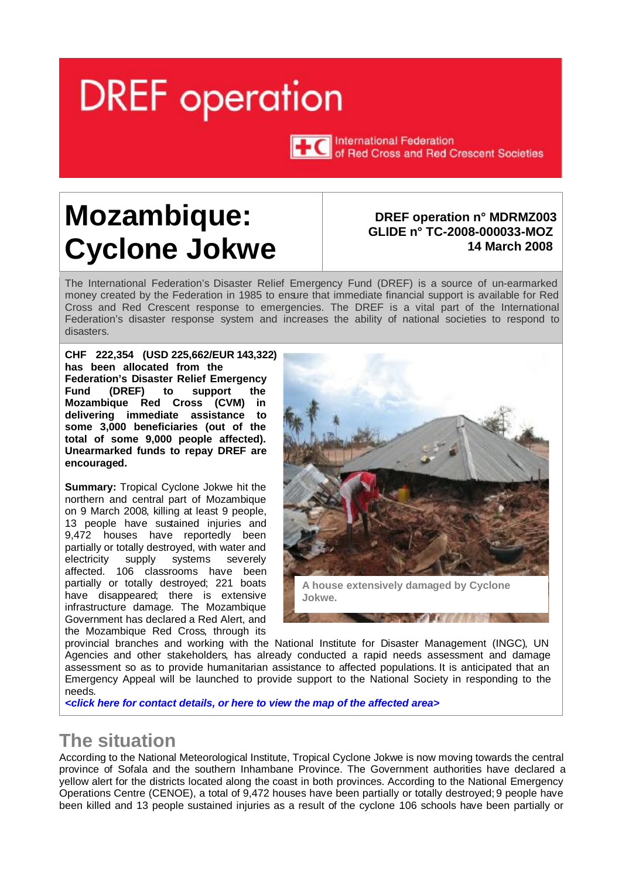# DREF operation

International Federation of Red Cross and Red Crescent Societies

# Mozambique: Cyclone Jokwe

**DREF operation n° MDRMZ003**
**GLIDE n° TC-2008-000033-MOZ**
**14 March 2008**

The International Federation's Disaster Relief Emergency Fund (DREF) is a source of un-earmarked money created by the Federation in 1985 to ensure that immediate financial support is available for Red Cross and Red Crescent response to emergencies. The DREF is a vital part of the International Federation's disaster response system and increases the ability of national societies to respond to disasters.

**CHF 222,354 (USD 225,662/EUR 143,322) has been allocated from the Federation's Disaster Relief Emergency Fund (DREF) to support the Mozambique Red Cross (CVM) in delivering immediate assistance to some 3,000 beneficiaries (out of the total of some 9,000 people affected). Unearmarked funds to repay DREF are encouraged.**

**Summary:** Tropical Cyclone Jokwe hit the northern and central part of Mozambique on 9 March 2008, killing at least 9 people, 13 people have sustained injuries and 9,472 houses have reportedly been partially or totally destroyed, with water and electricity supply systems severely affected. 106 classrooms have been partially or totally destroyed; 221 boats have disappeared; there is extensive infrastructure damage. The Mozambique Government has declared a Red Alert, and the Mozambique Red Cross, through its provincial branches and working with the National Institute for Disaster Management (INGC), UN Agencies and other stakeholders, has already conducted a rapid needs assessment and damage assessment so as to provide humanitarian assistance to affected populations. It is anticipated that an Emergency Appeal will be launched to provide support to the National Society in responding to the needs.

A house extensively damaged by Cyclone Jokwe.

***<click here for contact details, or here to view the map of the affected area>***

## The situation

According to the National Meteorological Institute, Tropical Cyclone Jokwe is now moving towards the central province of Sofala and the southern Inhambane Province. The Government authorities have declared a yellow alert for the districts located along the coast in both provinces. According to the National Emergency Operations Centre (CENOE), a total of 9,472 houses have been partially or totally destroyed; 9 people have been killed and 13 people sustained injuries as a result of the cyclone 106 schools have been partially or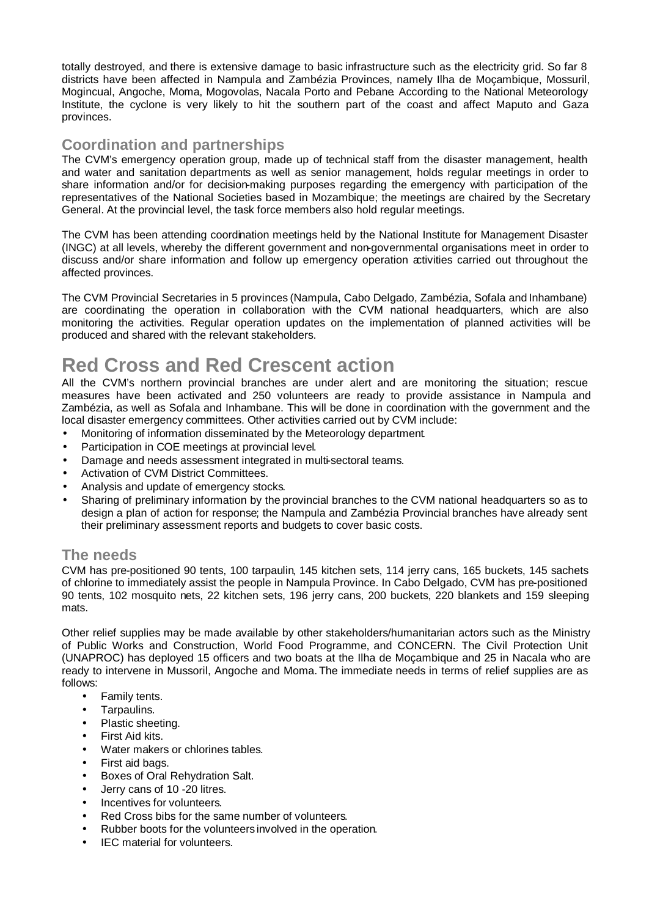totally destroyed, and there is extensive damage to basic infrastructure such as the electricity grid. So far 8 districts have been affected in Nampula and Zambézia Provinces, namely Ilha de Moçambique, Mossuril, Mogincual, Angoche, Moma, Mogovolas, Nacala Porto and Pebane. According to the National Meteorology Institute, the cyclone is very likely to hit the southern part of the coast and affect Maputo and Gaza provinces.

## Coordination and partnerships

The CVM's emergency operation group, made up of technical staff from the disaster management, health and water and sanitation departments as well as senior management, holds regular meetings in order to share information and/or for decision-making purposes regarding the emergency with participation of the representatives of the National Societies based in Mozambique; the meetings are chaired by the Secretary General. At the provincial level, the task force members also hold regular meetings.

The CVM has been attending coordination meetings held by the National Institute for Management Disaster (INGC) at all levels, whereby the different government and non-governmental organisations meet in order to discuss and/or share information and follow up emergency operation activities carried out throughout the affected provinces.

The CVM Provincial Secretaries in 5 provinces (Nampula, Cabo Delgado, Zambézia, Sofala and Inhambane) are coordinating the operation in collaboration with the CVM national headquarters, which are also monitoring the activities. Regular operation updates on the implementation of planned activities will be produced and shared with the relevant stakeholders.

# Red Cross and Red Crescent action

All the CVM's northern provincial branches are under alert and are monitoring the situation; rescue measures have been activated and 250 volunteers are ready to provide assistance in Nampula and Zambézia, as well as Sofala and Inhambane. This will be done in coordination with the government and the local disaster emergency committees. Other activities carried out by CVM include:

- Monitoring of information disseminated by the Meteorology department.
- Participation in COE meetings at provincial level.
- Damage and needs assessment integrated in multi-sectoral teams.
- Activation of CVM District Committees.
- Analysis and update of emergency stocks.
- Sharing of preliminary information by the provincial branches to the CVM national headquarters so as to design a plan of action for response; the Nampula and Zambézia Provincial branches have already sent their preliminary assessment reports and budgets to cover basic costs.

## The needs

CVM has pre-positioned 90 tents, 100 tarpaulin, 145 kitchen sets, 114 jerry cans, 165 buckets, 145 sachets of chlorine to immediately assist the people in Nampula Province. In Cabo Delgado, CVM has pre-positioned 90 tents, 102 mosquito nets, 22 kitchen sets, 196 jerry cans, 200 buckets, 220 blankets and 159 sleeping mats.

Other relief supplies may be made available by other stakeholders/humanitarian actors such as the Ministry of Public Works and Construction, World Food Programme, and CONCERN. The Civil Protection Unit (UNAPROC) has deployed 15 officers and two boats at the Ilha de Moçambique and 25 in Nacala who are ready to intervene in Mussoril, Angoche and Moma. The immediate needs in terms of relief supplies are as follows:

- Family tents.
- Tarpaulins.
- Plastic sheeting.
- First Aid kits.
- Water makers or chlorines tables.
- First aid bags.
- Boxes of Oral Rehydration Salt.
- Jerry cans of 10 -20 litres.
- Incentives for volunteers.
- Red Cross bibs for the same number of volunteers.
- Rubber boots for the volunteers involved in the operation.
- IEC material for volunteers.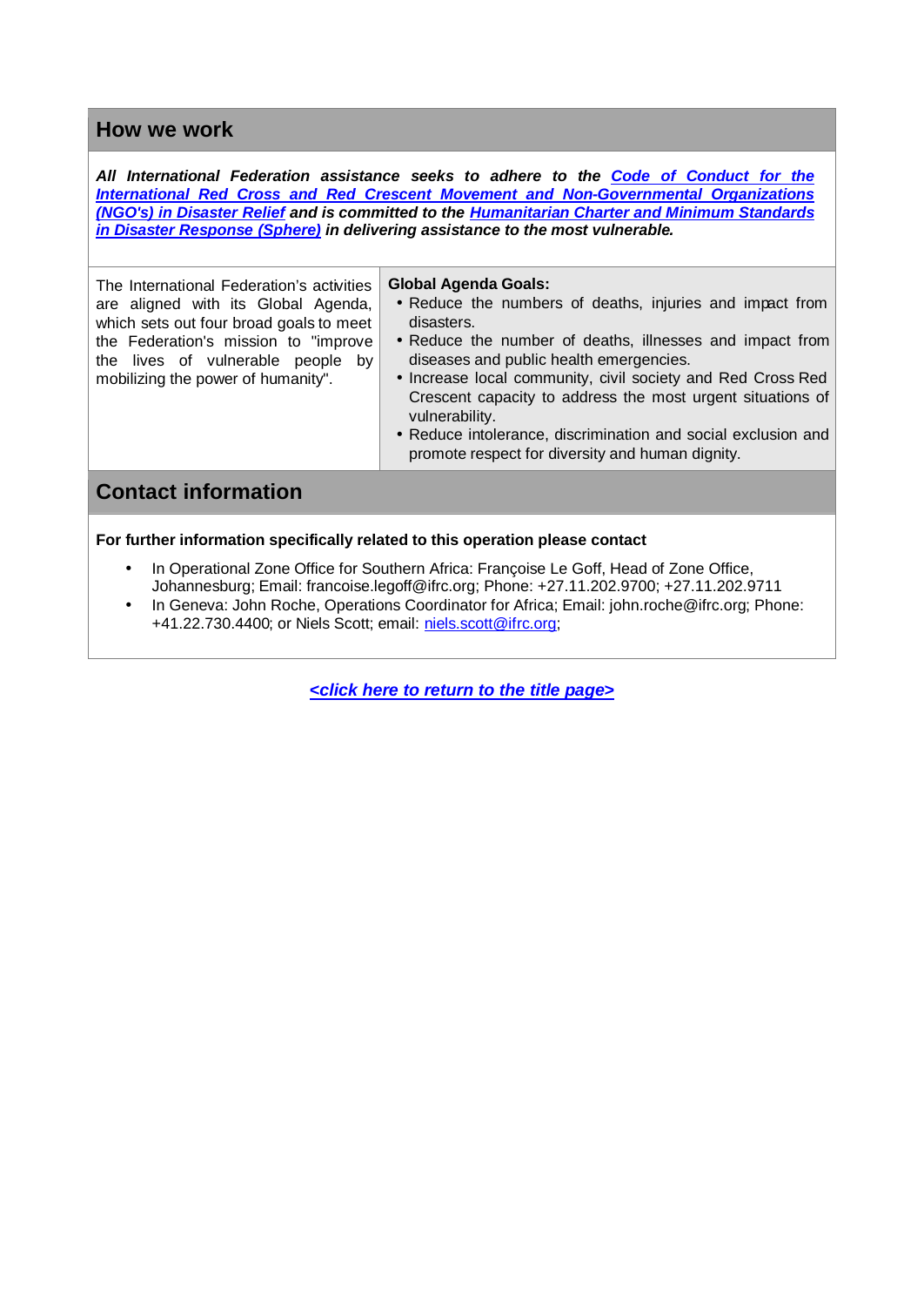## How we work

***All International Federation assistance seeks to adhere to the Code of Conduct for the International Red Cross and Red Crescent Movement and Non-Governmental Organizations (NGO's) in Disaster Relief and is committed to the Humanitarian Charter and Minimum Standards in Disaster Response (Sphere) in delivering assistance to the most vulnerable.***

The International Federation's activities are aligned with its Global Agenda, which sets out four broad goals to meet the Federation's mission to "improve the lives of vulnerable people by mobilizing the power of humanity".

**Global Agenda Goals:**

- Reduce the numbers of deaths, injuries and impact from disasters.
- Reduce the number of deaths, illnesses and impact from diseases and public health emergencies.
- Increase local community, civil society and Red Cross Red Crescent capacity to address the most urgent situations of vulnerability.
- Reduce intolerance, discrimination and social exclusion and promote respect for diversity and human dignity.

## Contact information

**For further information specifically related to this operation please contact**

- In Operational Zone Office for Southern Africa: Françoise Le Goff, Head of Zone Office, Johannesburg; Email: francoise.legoff@ifrc.org; Phone: +27.11.202.9700; +27.11.202.9711
- In Geneva: John Roche, Operations Coordinator for Africa; Email: john.roche@ifrc.org; Phone: +41.22.730.4400; or Niels Scott; email: niels.scott@ifrc.org;

***<click here to return to the title page>***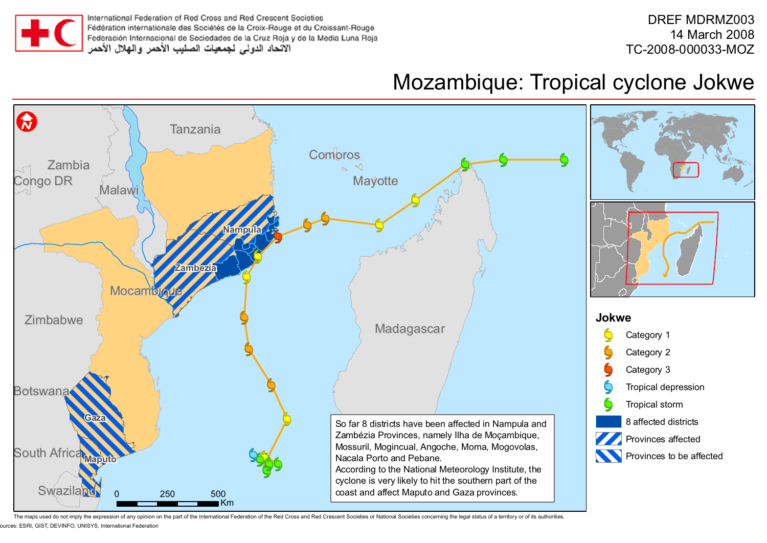International Federation of Red Cross and Red Crescent Societies
Fédération internationale des Sociétés de la Croix-Rouge et du Croissant-Rouge
Federación Internacional de Sociedades de la Cruz Roja y de la Media Luna Roja
الاتحاد الدولي لجمعيات الصليب الأحمر والهلال الأحمر

DREF MDRMZ003
14 March 2008
TC-2008-000033-MOZ

# Mozambique: Tropical cyclone Jokwe

Tanzania
Zambia
Congo DR
Malawi
Comoros
Mayotte
Nampula
Zambezia
Mocambique
Zimbabwe
Madagascar
Botswana
Gaza
South Africa
Maputo
Swaziland

0 250 500
Km

So far 8 districts have been affected in Nampula and Zambézia Provinces, namely Ilha de Moçambique, Mossuril, Mogincual, Angoche, Moma, Mogovolas, Nacala Porto and Pebane.
According to the National Meteorology Institute, the cyclone is very likely to hit the southern part of the coast and affect Maputo and Gaza provinces.

**Jokwe**

- Category 1
- Category 2
- Category 3
- Tropical depression
- Tropical storm
- 8 affected districts
- Provinces affected
- Provinces to be affected

The maps used do not imply the expression of any opinion on the part of the International Federation of the Red Cross and Red Crescent Societies or National Societies concerning the legal status of a territory or of its authorities.

Sources: ESRI, GIST, DEVINFO, UNISYS, International Federation